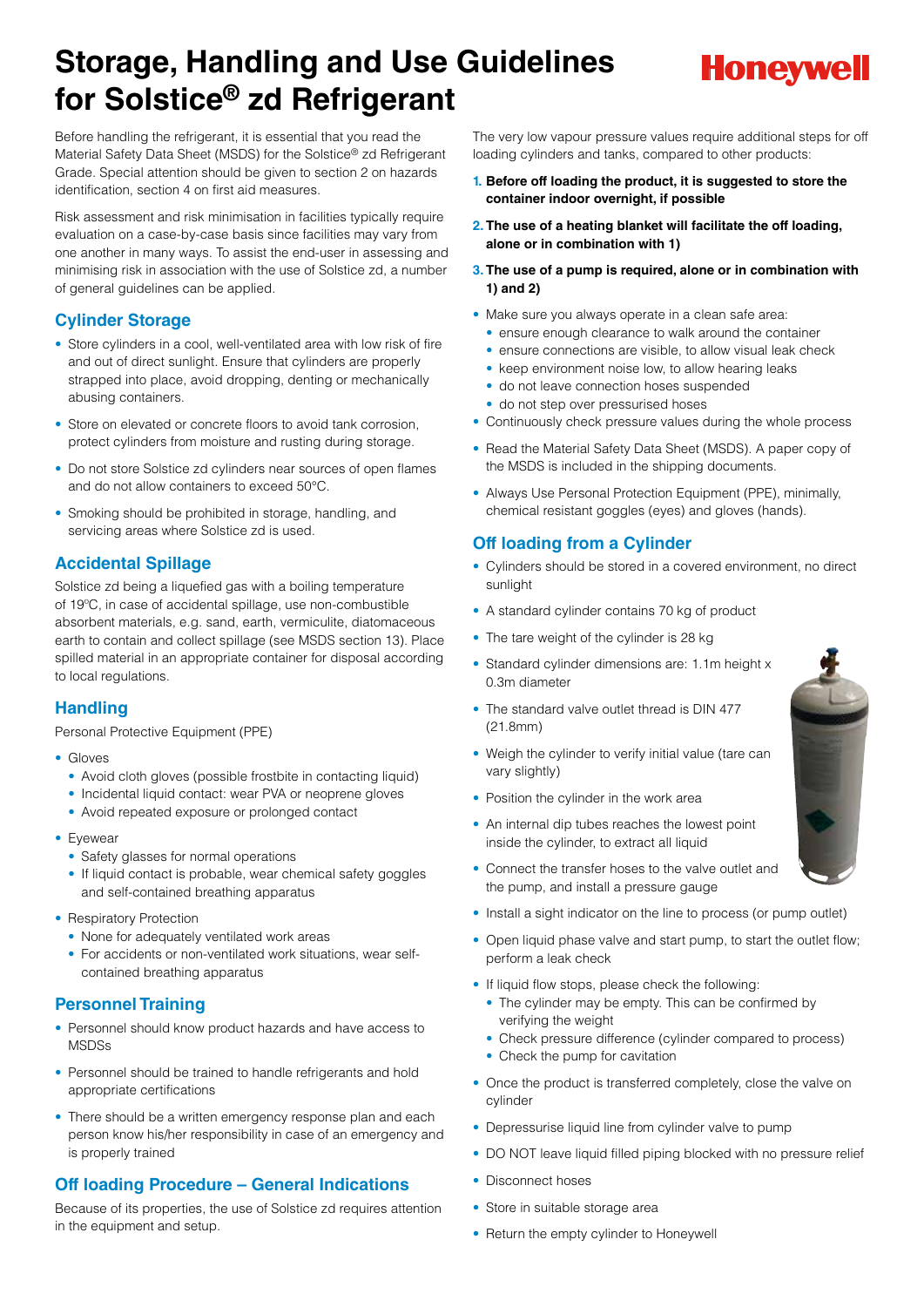# Storage, Handling and Use Guidelines for Solstice® zd Refrigerant

Before handling the refrigerant, it is essential that you read the Material Safety Data Sheet (MSDS) for the Solstice® zd Refrigerant Grade. Special attention should be given to section 2 on hazards identification, section 4 on first aid measures.

Risk assessment and risk minimisation in facilities typically require evaluation on a case-by-case basis since facilities may vary from one another in many ways. To assist the end-user in assessing and minimising risk in association with the use of Solstice zd, a number of general guidelines can be applied.

## Cylinder Storage

- Store cylinders in a cool, well-ventilated area with low risk of fire and out of direct sunlight. Ensure that cylinders are properly strapped into place, avoid dropping, denting or mechanically abusing containers.
- Store on elevated or concrete floors to avoid tank corrosion, protect cylinders from moisture and rusting during storage.
- Do not store Solstice zd cylinders near sources of open flames and do not allow containers to exceed 50°C.
- Smoking should be prohibited in storage, handling, and servicing areas where Solstice zd is used.

## Accidental Spillage

Solstice zd being a liquefied gas with a boiling temperature of 19ºC, in case of accidental spillage, use non-combustible absorbent materials, e.g. sand, earth, vermiculite, diatomaceous earth to contain and collect spillage (see MSDS section 13). Place spilled material in an appropriate container for disposal according to local regulations.

## Handling

Personal Protective Equipment (PPE)

- Gloves
  - Avoid cloth gloves (possible frostbite in contacting liquid)
  - Incidental liquid contact: wear PVA or neoprene gloves
  - Avoid repeated exposure or prolonged contact
- Eyewear
  - Safety glasses for normal operations
  - If liquid contact is probable, wear chemical safety goggles and self-contained breathing apparatus
- Respiratory Protection
  - None for adequately ventilated work areas
  - For accidents or non-ventilated work situations, wear self-contained breathing apparatus

## Personnel Training

- Personnel should know product hazards and have access to MSDSs
- Personnel should be trained to handle refrigerants and hold appropriate certifications
- There should be a written emergency response plan and each person know his/her responsibility in case of an emergency and is properly trained

## Off loading Procedure – General Indications

Because of its properties, the use of Solstice zd requires attention in the equipment and setup.

The very low vapour pressure values require additional steps for off loading cylinders and tanks, compared to other products:

1. **Before off loading the product, it is suggested to store the container indoor overnight, if possible**
2. **The use of a heating blanket will facilitate the off loading, alone or in combination with 1)**
3. **The use of a pump is required, alone or in combination with 1) and 2)**

- Make sure you always operate in a clean safe area:
  - ensure enough clearance to walk around the container
  - ensure connections are visible, to allow visual leak check
  - keep environment noise low, to allow hearing leaks
  - do not leave connection hoses suspended
  - do not step over pressurised hoses
- Continuously check pressure values during the whole process
- Read the Material Safety Data Sheet (MSDS). A paper copy of the MSDS is included in the shipping documents.
- Always Use Personal Protection Equipment (PPE), minimally, chemical resistant goggles (eyes) and gloves (hands).

## Off loading from a Cylinder

- Cylinders should be stored in a covered environment, no direct sunlight
- A standard cylinder contains 70 kg of product
- The tare weight of the cylinder is 28 kg
- Standard cylinder dimensions are: 1.1m height x 0.3m diameter
- The standard valve outlet thread is DIN 477 (21.8mm)
- Weigh the cylinder to verify initial value (tare can vary slightly)
- Position the cylinder in the work area
- An internal dip tubes reaches the lowest point inside the cylinder, to extract all liquid
- Connect the transfer hoses to the valve outlet and the pump, and install a pressure gauge
- Install a sight indicator on the line to process (or pump outlet)
- Open liquid phase valve and start pump, to start the outlet flow; perform a leak check
- If liquid flow stops, please check the following:
  - The cylinder may be empty. This can be confirmed by verifying the weight
  - Check pressure difference (cylinder compared to process)
  - Check the pump for cavitation
- Once the product is transferred completely, close the valve on cylinder
- Depressurise liquid line from cylinder valve to pump
- DO NOT leave liquid filled piping blocked with no pressure relief
- Disconnect hoses
- Store in suitable storage area
- Return the empty cylinder to Honeywell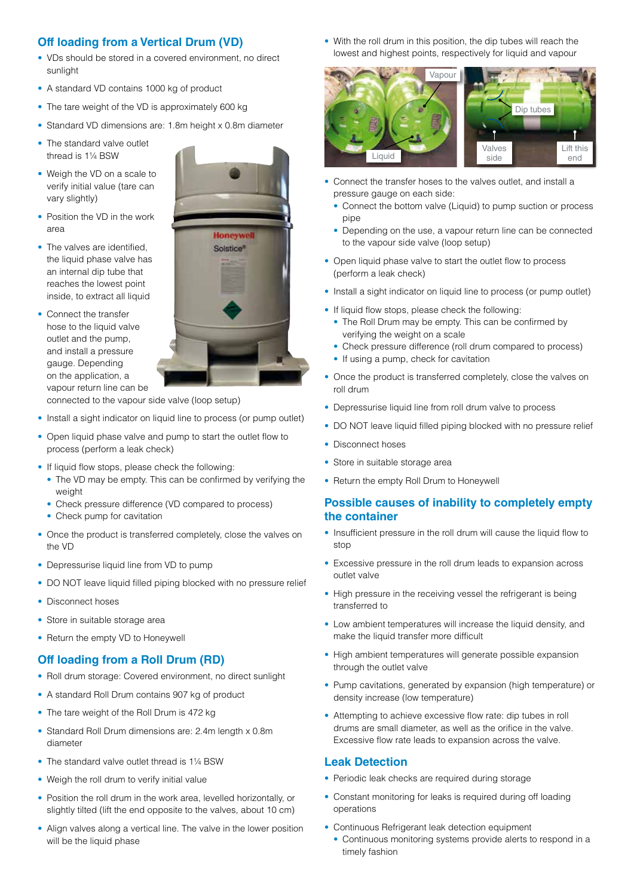## Off loading from a Vertical Drum (VD)

- VDs should be stored in a covered environment, no direct sunlight
- A standard VD contains 1000 kg of product
- The tare weight of the VD is approximately 600 kg
- Standard VD dimensions are: 1.8m height x 0.8m diameter
- The standard valve outlet thread is 1¼ BSW
- Weigh the VD on a scale to verify initial value (tare can vary slightly)
- Position the VD in the work area
- The valves are identified, the liquid phase valve has an internal dip tube that reaches the lowest point inside, to extract all liquid
- Connect the transfer hose to the liquid valve outlet and the pump, and install a pressure gauge. Depending on the application, a vapour return line can be connected to the vapour side valve (loop setup)
- Install a sight indicator on liquid line to process (or pump outlet)
- Open liquid phase valve and pump to start the outlet flow to process (perform a leak check)
- If liquid flow stops, please check the following:
  - The VD may be empty. This can be confirmed by verifying the weight
  - Check pressure difference (VD compared to process)
  - Check pump for cavitation
- Once the product is transferred completely, close the valves on the VD
- Depressurise liquid line from VD to pump
- DO NOT leave liquid filled piping blocked with no pressure relief
- Disconnect hoses
- Store in suitable storage area
- Return the empty VD to Honeywell

## Off loading from a Roll Drum (RD)

- Roll drum storage: Covered environment, no direct sunlight
- A standard Roll Drum contains 907 kg of product
- The tare weight of the Roll Drum is 472 kg
- Standard Roll Drum dimensions are: 2.4m length x 0.8m diameter
- The standard valve outlet thread is 1¼ BSW
- Weigh the roll drum to verify initial value
- Position the roll drum in the work area, levelled horizontally, or slightly tilted (lift the end opposite to the valves, about 10 cm)
- Align valves along a vertical line. The valve in the lower position will be the liquid phase
- With the roll drum in this position, the dip tubes will reach the lowest and highest points, respectively for liquid and vapour

Vapour | Liquid | Dip tubes | Valves side | Lift this end

- Connect the transfer hoses to the valves outlet, and install a pressure gauge on each side:
  - Connect the bottom valve (Liquid) to pump suction or process pipe
  - Depending on the use, a vapour return line can be connected to the vapour side valve (loop setup)
- Open liquid phase valve to start the outlet flow to process (perform a leak check)
- Install a sight indicator on liquid line to process (or pump outlet)
- If liquid flow stops, please check the following:
  - The Roll Drum may be empty. This can be confirmed by verifying the weight on a scale
  - Check pressure difference (roll drum compared to process)
  - If using a pump, check for cavitation
- Once the product is transferred completely, close the valves on roll drum
- Depressurise liquid line from roll drum valve to process
- DO NOT leave liquid filled piping blocked with no pressure relief
- Disconnect hoses
- Store in suitable storage area
- Return the empty Roll Drum to Honeywell

## Possible causes of inability to completely empty the container

- Insufficient pressure in the roll drum will cause the liquid flow to stop
- Excessive pressure in the roll drum leads to expansion across outlet valve
- High pressure in the receiving vessel the refrigerant is being transferred to
- Low ambient temperatures will increase the liquid density, and make the liquid transfer more difficult
- High ambient temperatures will generate possible expansion through the outlet valve
- Pump cavitations, generated by expansion (high temperature) or density increase (low temperature)
- Attempting to achieve excessive flow rate: dip tubes in roll drums are small diameter, as well as the orifice in the valve. Excessive flow rate leads to expansion across the valve.

## Leak Detection

- Periodic leak checks are required during storage
- Constant monitoring for leaks is required during off loading operations
- Continuous Refrigerant leak detection equipment
  - Continuous monitoring systems provide alerts to respond in a timely fashion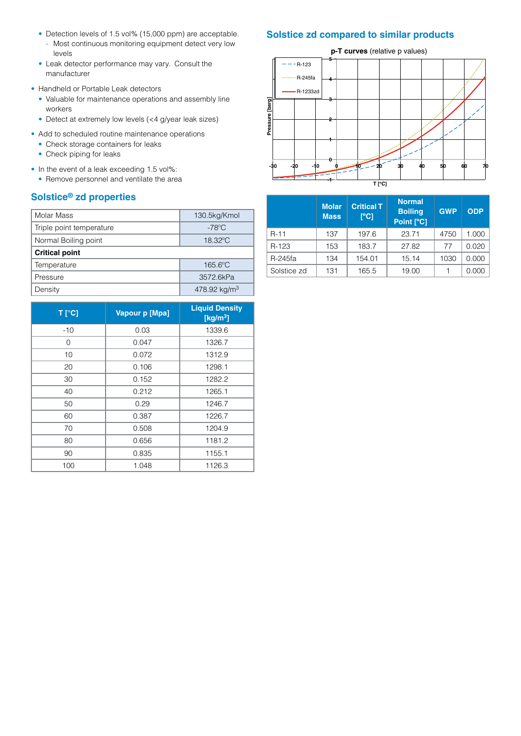- Detection levels of 1.5 vol% (15,000 ppm) are acceptable.
  - Most continuous monitoring equipment detect very low levels
- Leak detector performance may vary. Consult the manufacturer

- Handheld or Portable Leak detectors
  - Valuable for maintenance operations and assembly line workers
  - Detect at extremely low levels (<4 g/year leak sizes)
- Add to scheduled routine maintenance operations
  - Check storage containers for leaks
  - Check piping for leaks
- In the event of a leak exceeding 1.5 vol%:
  - Remove personnel and ventilate the area

## Solstice® zd properties

| Molar Mass | 130.5kg/Kmol |
|---|---|
| Triple point temperature | -78°C |
| Normal Boiling point | 18.32°C |
| **Critical point** | |
| Temperature | 165.6°C |
| Pressure | 3572.6kPa |
| Density | 478.92 kg/m$^3$ |

| T [°C] | Vapour p [Mpa] | Liquid Density [kg/m$^3$] |
|---|---|---|
| -10 | 0.03 | 1339.6 |
| 0 | 0.047 | 1326.7 |
| 10 | 0.072 | 1312.9 |
| 20 | 0.106 | 1298.1 |
| 30 | 0.152 | 1282.2 |
| 40 | 0.212 | 1265.1 |
| 50 | 0.29 | 1246.7 |
| 60 | 0.387 | 1226.7 |
| 70 | 0.508 | 1204.9 |
| 80 | 0.656 | 1181.2 |
| 90 | 0.835 | 1155.1 |
| 100 | 1.048 | 1126.3 |

## Solstice zd compared to similar products

**p-T curves** (relative p values)

| | Molar Mass | Critical T [°C] | Normal Boiling Point [°C] | GWP | ODP |
|---|---|---|---|---|---|
| R-11 | 137 | 197.6 | 23.71 | 4750 | 1.000 |
| R-123 | 153 | 183.7 | 27.82 | 77 | 0.020 |
| R-245fa | 134 | 154.01 | 15.14 | 1030 | 0.000 |
| Solstice zd | 131 | 165.5 | 19.00 | 1 | 0.000 |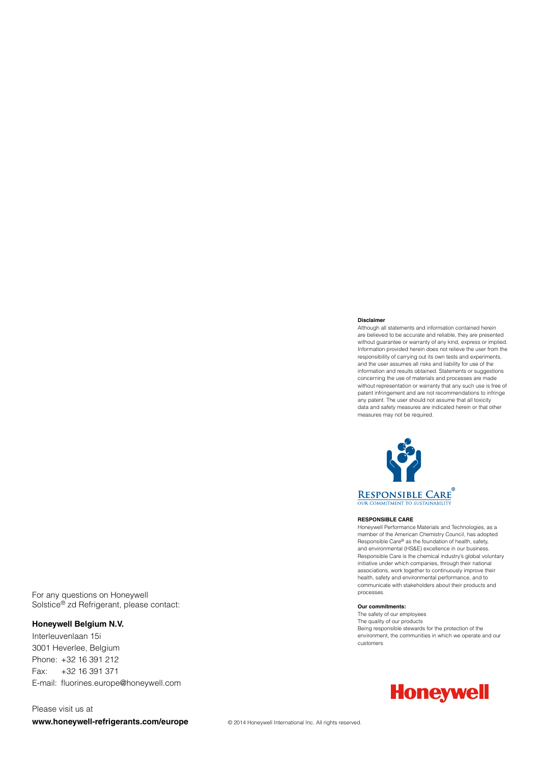**Disclaimer**

Although all statements and information contained herein are believed to be accurate and reliable, they are presented without guarantee or warranty of any kind, express or implied. Information provided herein does not relieve the user from the responsibility of carrying out its own tests and experiments, and the user assumes all risks and liability for use of the information and results obtained. Statements or suggestions concerning the use of materials and processes are made without representation or warranty that any such use is free of patent infringement and are not recommendations to infringe any patent. The user should not assume that all toxicity data and safety measures are indicated herein or that other measures may not be required.

RESPONSIBLE CARE®
OUR COMMITMENT TO SUSTAINABILITY

**RESPONSIBLE CARE**

Honeywell Performance Materials and Technologies, as a member of the American Chemistry Council, has adopted Responsible Care® as the foundation of health, safety, and environmental (HS&E) excellence in our business. Responsible Care is the chemical industry's global voluntary initiative under which companies, through their national associations, work together to continuously improve their health, safety and environmental performance, and to communicate with stakeholders about their products and processes.

**Our commitments:**

The safety of our employees
The quality of our products
Being responsible stewards for the protection of the environment, the communities in which we operate and our customers

For any questions on Honeywell Solstice® zd Refrigerant, please contact:

**Honeywell Belgium N.V.**

Interleuvenlaan 15i
3001 Heverlee, Belgium
Phone: +32 16 391 212
Fax: +32 16 391 371
E-mail: fluorines.europe@honeywell.com

Please visit us at
**www.honeywell-refrigerants.com/europe**

Honeywell

© 2014 Honeywell International Inc. All rights reserved.